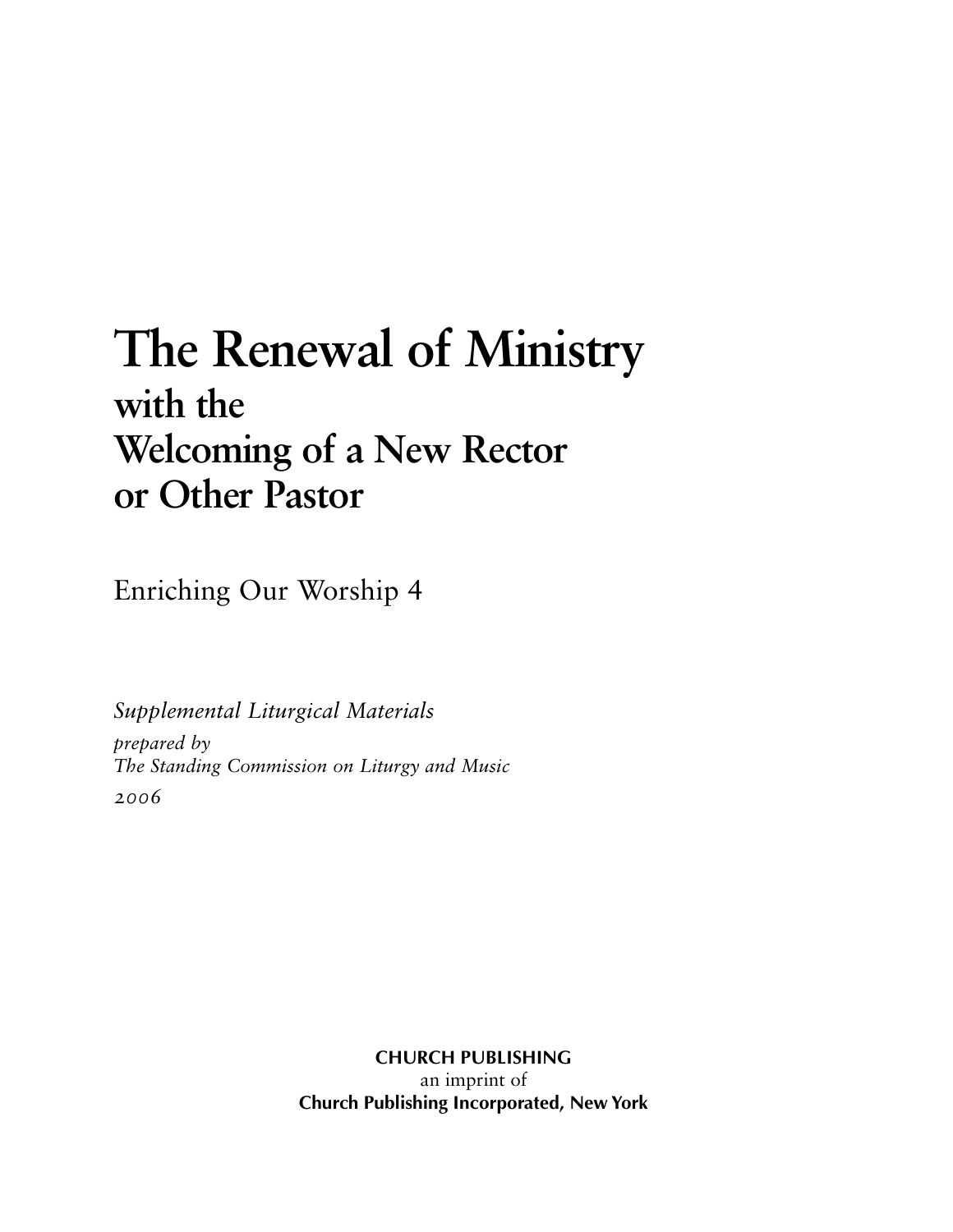# The Renewal of Ministry
## with the Welcoming of a New Rector or Other Pastor

Enriching Our Worship 4

*Supplemental Liturgical Materials*
*prepared by*
*The Standing Commission on Liturgy and Music*
*2006*

**CHURCH PUBLISHING**
an imprint of
**Church Publishing Incorporated, New York**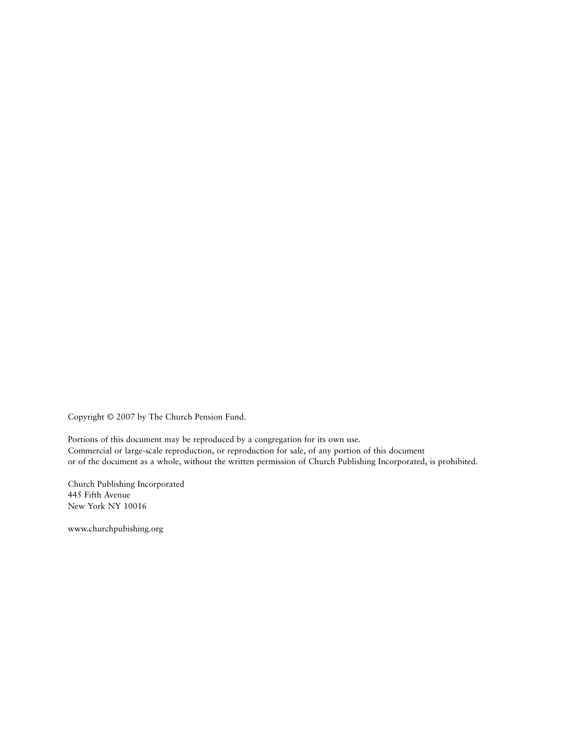Copyright © 2007 by The Church Pension Fund.

Portions of this document may be reproduced by a congregation for its own use.
Commercial or large-scale reproduction, or reproduction for sale, of any portion of this document
or of the document as a whole, without the written permission of Church Publishing Incorporated, is prohibited.

Church Publishing Incorporated
445 Fifth Avenue
New York NY 10016

www.churchpubishing.org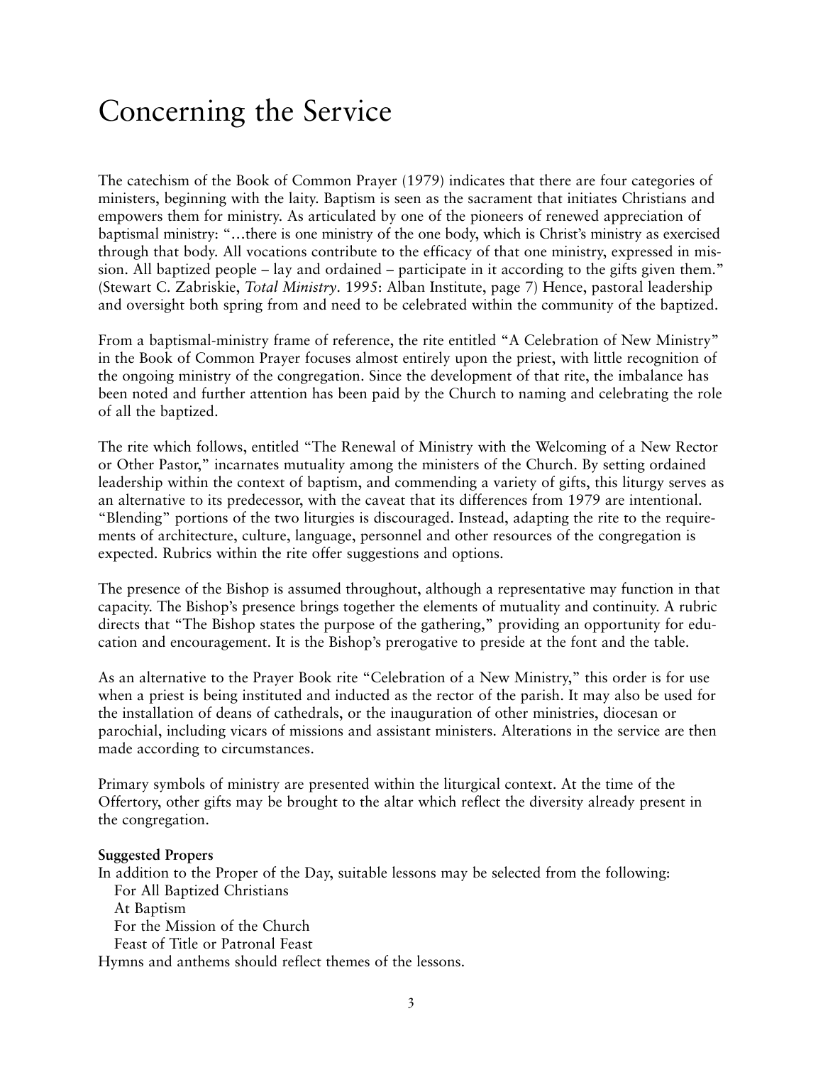# Concerning the Service

The catechism of the Book of Common Prayer (1979) indicates that there are four categories of ministers, beginning with the laity. Baptism is seen as the sacrament that initiates Christians and empowers them for ministry. As articulated by one of the pioneers of renewed appreciation of baptismal ministry: "…there is one ministry of the one body, which is Christ's ministry as exercised through that body. All vocations contribute to the efficacy of that one ministry, expressed in mission. All baptized people – lay and ordained – participate in it according to the gifts given them." (Stewart C. Zabriskie, *Total Ministry*. 1995: Alban Institute, page 7) Hence, pastoral leadership and oversight both spring from and need to be celebrated within the community of the baptized.

From a baptismal-ministry frame of reference, the rite entitled "A Celebration of New Ministry" in the Book of Common Prayer focuses almost entirely upon the priest, with little recognition of the ongoing ministry of the congregation. Since the development of that rite, the imbalance has been noted and further attention has been paid by the Church to naming and celebrating the role of all the baptized.

The rite which follows, entitled "The Renewal of Ministry with the Welcoming of a New Rector or Other Pastor," incarnates mutuality among the ministers of the Church. By setting ordained leadership within the context of baptism, and commending a variety of gifts, this liturgy serves as an alternative to its predecessor, with the caveat that its differences from 1979 are intentional. "Blending" portions of the two liturgies is discouraged. Instead, adapting the rite to the requirements of architecture, culture, language, personnel and other resources of the congregation is expected. Rubrics within the rite offer suggestions and options.

The presence of the Bishop is assumed throughout, although a representative may function in that capacity. The Bishop's presence brings together the elements of mutuality and continuity. A rubric directs that "The Bishop states the purpose of the gathering," providing an opportunity for education and encouragement. It is the Bishop's prerogative to preside at the font and the table.

As an alternative to the Prayer Book rite "Celebration of a New Ministry," this order is for use when a priest is being instituted and inducted as the rector of the parish. It may also be used for the installation of deans of cathedrals, or the inauguration of other ministries, diocesan or parochial, including vicars of missions and assistant ministers. Alterations in the service are then made according to circumstances.

Primary symbols of ministry are presented within the liturgical context. At the time of the Offertory, other gifts may be brought to the altar which reflect the diversity already present in the congregation.

**Suggested Propers**

In addition to the Proper of the Day, suitable lessons may be selected from the following:

- For All Baptized Christians
- At Baptism
- For the Mission of the Church
- Feast of Title or Patronal Feast

Hymns and anthems should reflect themes of the lessons.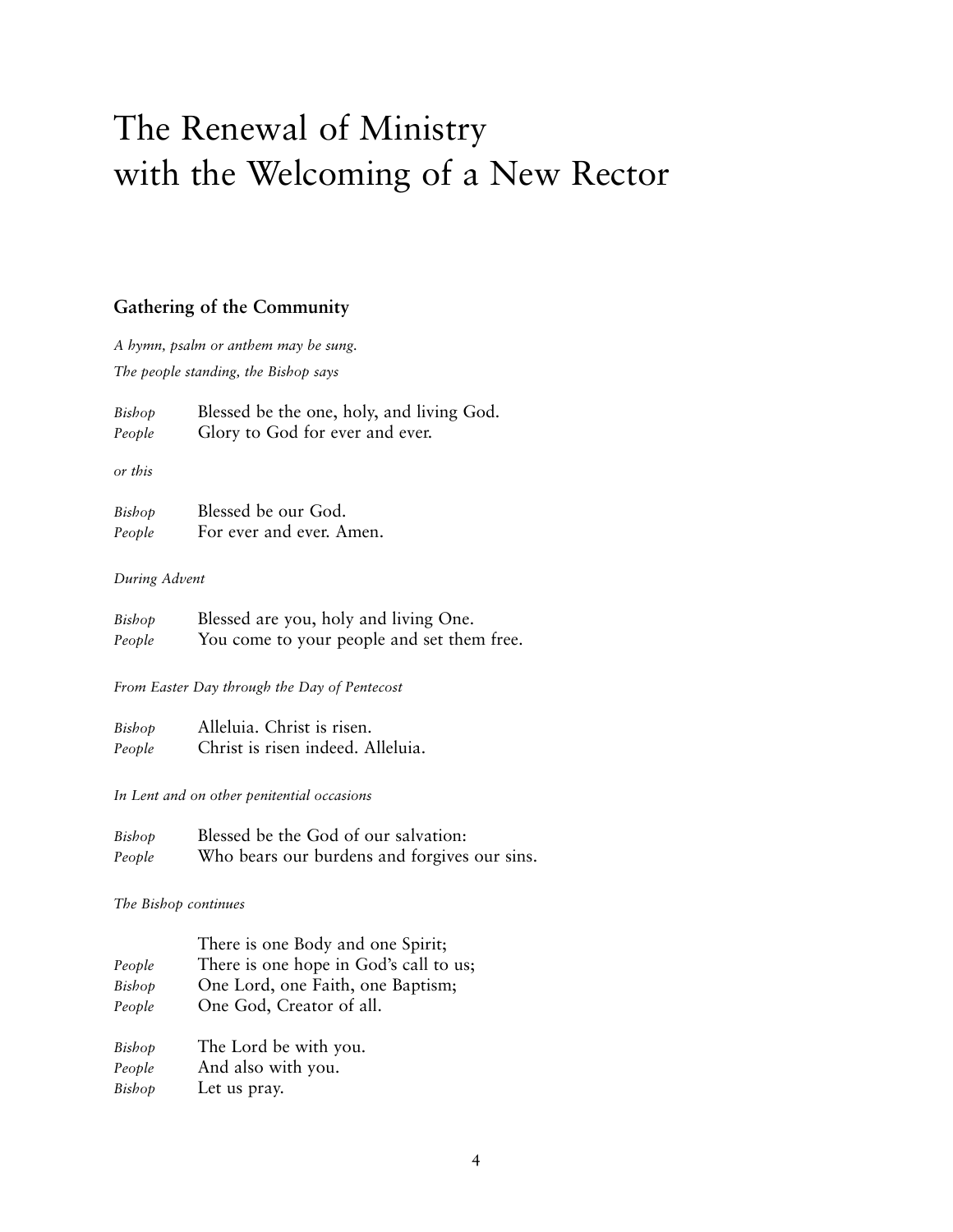# The Renewal of Ministry with the Welcoming of a New Rector

## Gathering of the Community

*A hymn, psalm or anthem may be sung.*

*The people standing, the Bishop says*

*Bishop* Blessed be the one, holy, and living God.
*People* Glory to God for ever and ever.

*or this*

*Bishop* Blessed be our God.
*People* For ever and ever. Amen.

*During Advent*

*Bishop* Blessed are you, holy and living One.
*People* You come to your people and set them free.

*From Easter Day through the Day of Pentecost*

*Bishop* Alleluia. Christ is risen.
*People* Christ is risen indeed. Alleluia.

*In Lent and on other penitential occasions*

*Bishop* Blessed be the God of our salvation:
*People* Who bears our burdens and forgives our sins.

*The Bishop continues*

There is one Body and one Spirit;
*People* There is one hope in God's call to us;
*Bishop* One Lord, one Faith, one Baptism;
*People* One God, Creator of all.

*Bishop* The Lord be with you.
*People* And also with you.
*Bishop* Let us pray.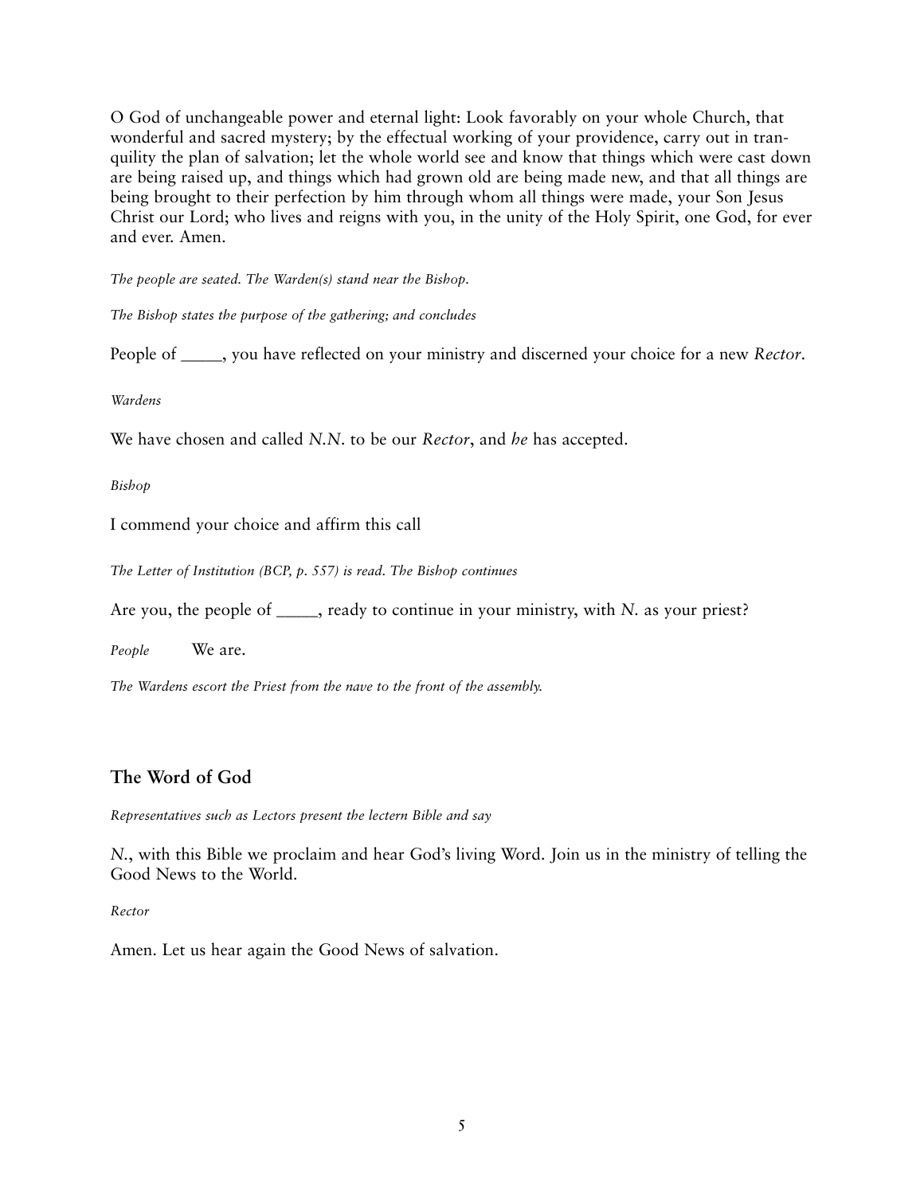O God of unchangeable power and eternal light: Look favorably on your whole Church, that wonderful and sacred mystery; by the effectual working of your providence, carry out in tranquility the plan of salvation; let the whole world see and know that things which were cast down are being raised up, and things which had grown old are being made new, and that all things are being brought to their perfection by him through whom all things were made, your Son Jesus Christ our Lord; who lives and reigns with you, in the unity of the Holy Spirit, one God, for ever and ever. Amen.

*The people are seated. The Warden(s) stand near the Bishop.*

*The Bishop states the purpose of the gathering; and concludes*

People of _____, you have reflected on your ministry and discerned your choice for a new *Rector*.

*Wardens*

We have chosen and called *N.N.* to be our *Rector*, and *he* has accepted.

*Bishop*

I commend your choice and affirm this call

*The Letter of Institution (BCP, p. 557) is read. The Bishop continues*

Are you, the people of _____, ready to continue in your ministry, with *N.* as your priest?

*People* We are.

*The Wardens escort the Priest from the nave to the front of the assembly.*

## The Word of God

*Representatives such as Lectors present the lectern Bible and say*

*N.*, with this Bible we proclaim and hear God's living Word. Join us in the ministry of telling the Good News to the World.

*Rector*

Amen. Let us hear again the Good News of salvation.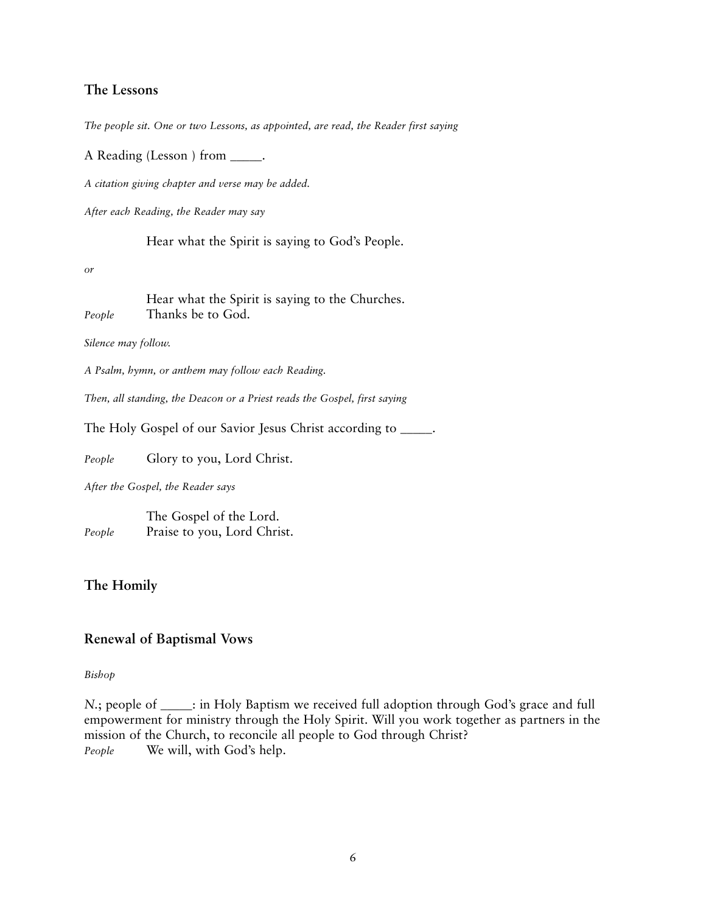## The Lessons

*The people sit. One or two Lessons, as appointed, are read, the Reader first saying*

A Reading (Lesson ) from _____.

*A citation giving chapter and verse may be added.*

*After each Reading, the Reader may say*

Hear what the Spirit is saying to God's People.

*or*

Hear what the Spirit is saying to the Churches.
*People* Thanks be to God.

*Silence may follow.*

*A Psalm, hymn, or anthem may follow each Reading.*

*Then, all standing, the Deacon or a Priest reads the Gospel, first saying*

The Holy Gospel of our Savior Jesus Christ according to _____.

*People* Glory to you, Lord Christ.

*After the Gospel, the Reader says*

The Gospel of the Lord.
*People* Praise to you, Lord Christ.

## The Homily

## Renewal of Baptismal Vows

*Bishop*

*N.*; people of _____: in Holy Baptism we received full adoption through God's grace and full empowerment for ministry through the Holy Spirit. Will you work together as partners in the mission of the Church, to reconcile all people to God through Christ?
*People* We will, with God's help.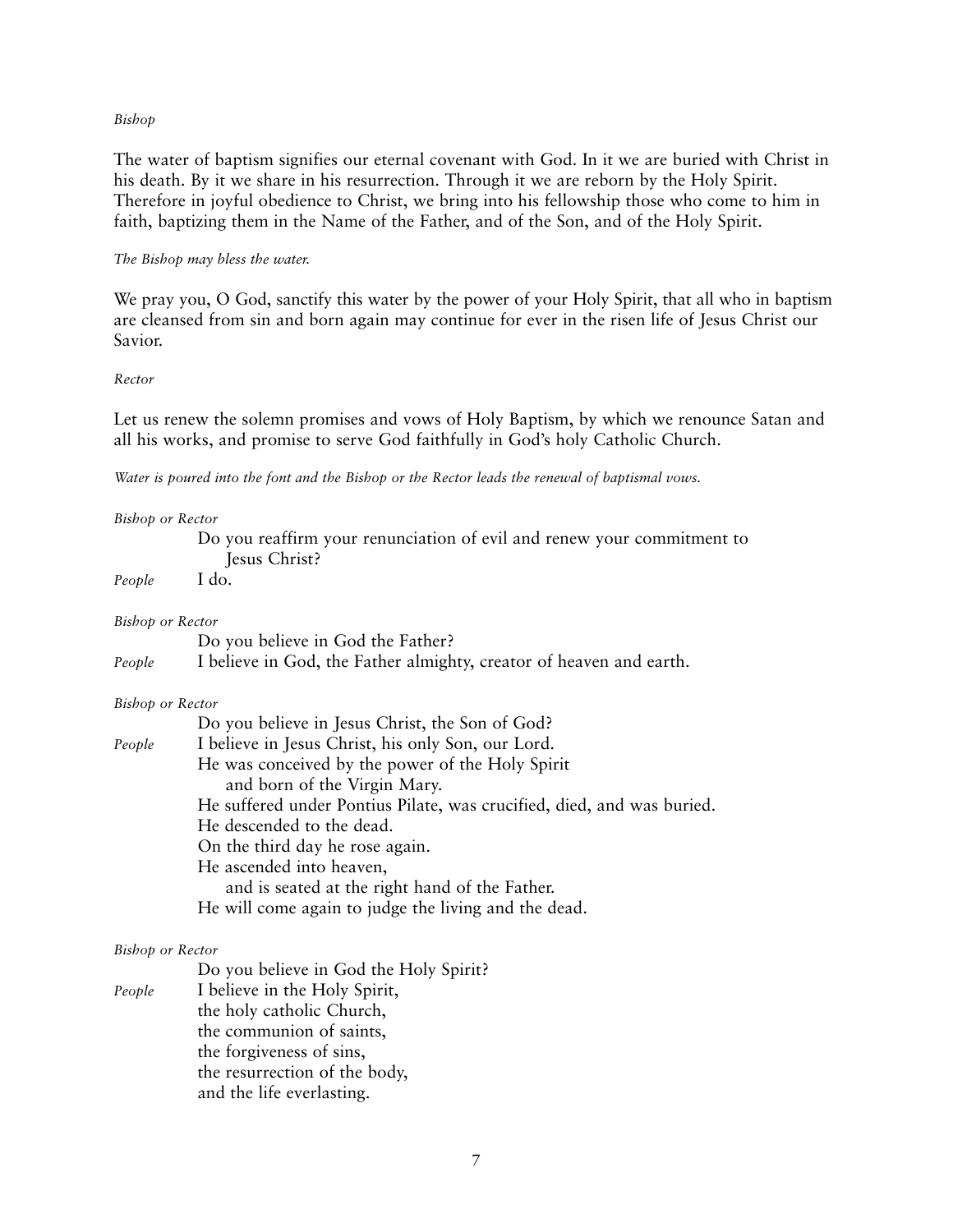*Bishop*

The water of baptism signifies our eternal covenant with God. In it we are buried with Christ in his death. By it we share in his resurrection. Through it we are reborn by the Holy Spirit. Therefore in joyful obedience to Christ, we bring into his fellowship those who come to him in faith, baptizing them in the Name of the Father, and of the Son, and of the Holy Spirit.

*The Bishop may bless the water.*

We pray you, O God, sanctify this water by the power of your Holy Spirit, that all who in baptism are cleansed from sin and born again may continue for ever in the risen life of Jesus Christ our Savior.

*Rector*

Let us renew the solemn promises and vows of Holy Baptism, by which we renounce Satan and all his works, and promise to serve God faithfully in God's holy Catholic Church.

*Water is poured into the font and the Bishop or the Rector leads the renewal of baptismal vows.*

*Bishop or Rector*
Do you reaffirm your renunciation of evil and renew your commitment to Jesus Christ?

*People* I do.

*Bishop or Rector*
Do you believe in God the Father?

*People* I believe in God, the Father almighty, creator of heaven and earth.

*Bishop or Rector*
Do you believe in Jesus Christ, the Son of God?

*People* I believe in Jesus Christ, his only Son, our Lord.
He was conceived by the power of the Holy Spirit
and born of the Virgin Mary.
He suffered under Pontius Pilate, was crucified, died, and was buried.
He descended to the dead.
On the third day he rose again.
He ascended into heaven,
and is seated at the right hand of the Father.
He will come again to judge the living and the dead.

*Bishop or Rector*
Do you believe in God the Holy Spirit?

*People* I believe in the Holy Spirit,
the holy catholic Church,
the communion of saints,
the forgiveness of sins,
the resurrection of the body,
and the life everlasting.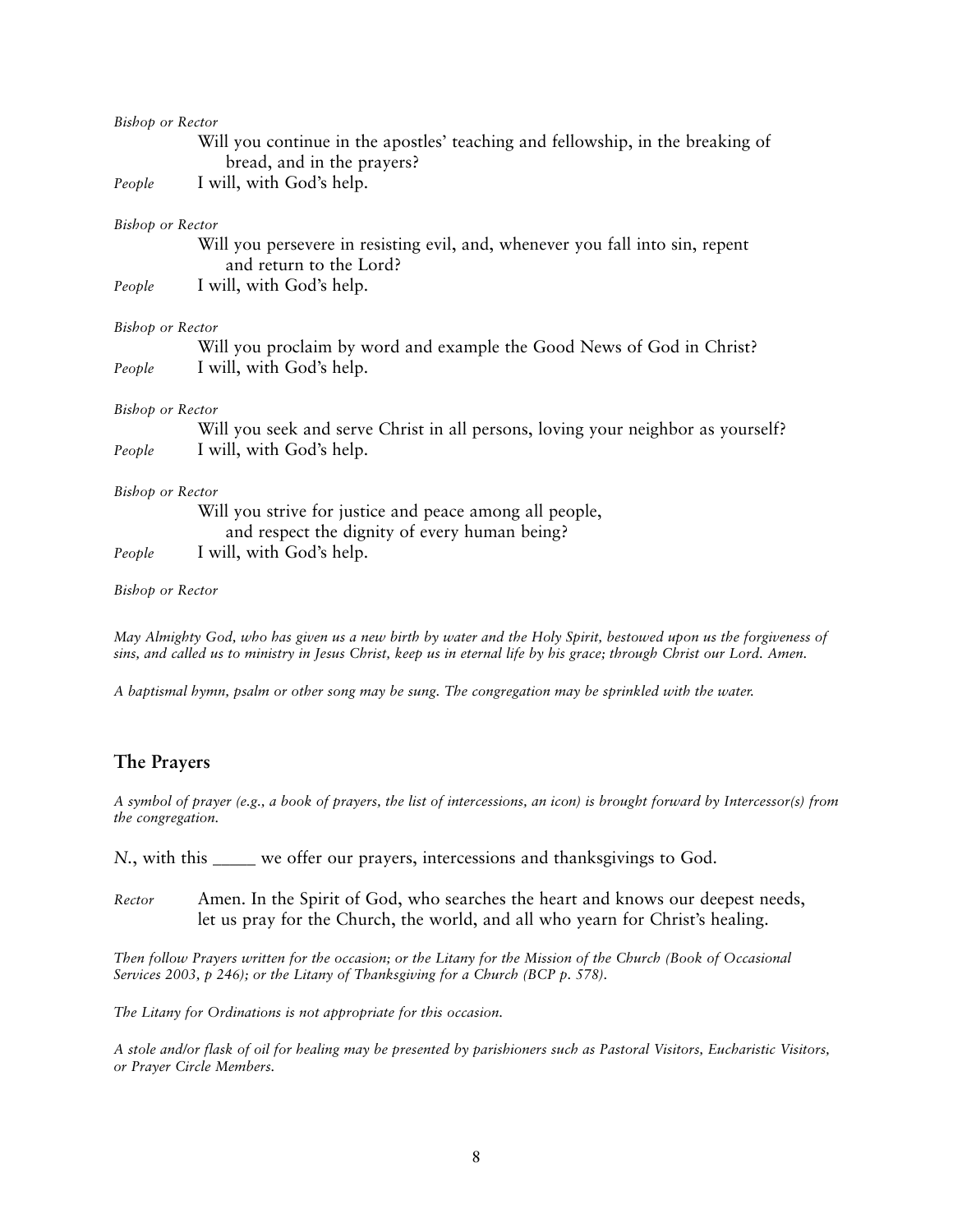*Bishop or Rector*

Will you continue in the apostles' teaching and fellowship, in the breaking of bread, and in the prayers?

*People* I will, with God's help.

*Bishop or Rector*

Will you persevere in resisting evil, and, whenever you fall into sin, repent and return to the Lord?

*People* I will, with God's help.

*Bishop or Rector*

Will you proclaim by word and example the Good News of God in Christ?

*People* I will, with God's help.

*Bishop or Rector*

Will you seek and serve Christ in all persons, loving your neighbor as yourself?

*People* I will, with God's help.

*Bishop or Rector*

Will you strive for justice and peace among all people, and respect the dignity of every human being?

*People* I will, with God's help.

*Bishop or Rector*

*May Almighty God, who has given us a new birth by water and the Holy Spirit, bestowed upon us the forgiveness of sins, and called us to ministry in Jesus Christ, keep us in eternal life by his grace; through Christ our Lord. Amen.*

*A baptismal hymn, psalm or other song may be sung. The congregation may be sprinkled with the water.*

## The Prayers

*A symbol of prayer (e.g., a book of prayers, the list of intercessions, an icon) is brought forward by Intercessor(s) from the congregation.*

*N.*, with this _____ we offer our prayers, intercessions and thanksgivings to God.

*Rector* Amen. In the Spirit of God, who searches the heart and knows our deepest needs, let us pray for the Church, the world, and all who yearn for Christ's healing.

*Then follow Prayers written for the occasion; or the Litany for the Mission of the Church (Book of Occasional Services 2003, p 246); or the Litany of Thanksgiving for a Church (BCP p. 578).*

*The Litany for Ordinations is not appropriate for this occasion.*

*A stole and/or flask of oil for healing may be presented by parishioners such as Pastoral Visitors, Eucharistic Visitors, or Prayer Circle Members.*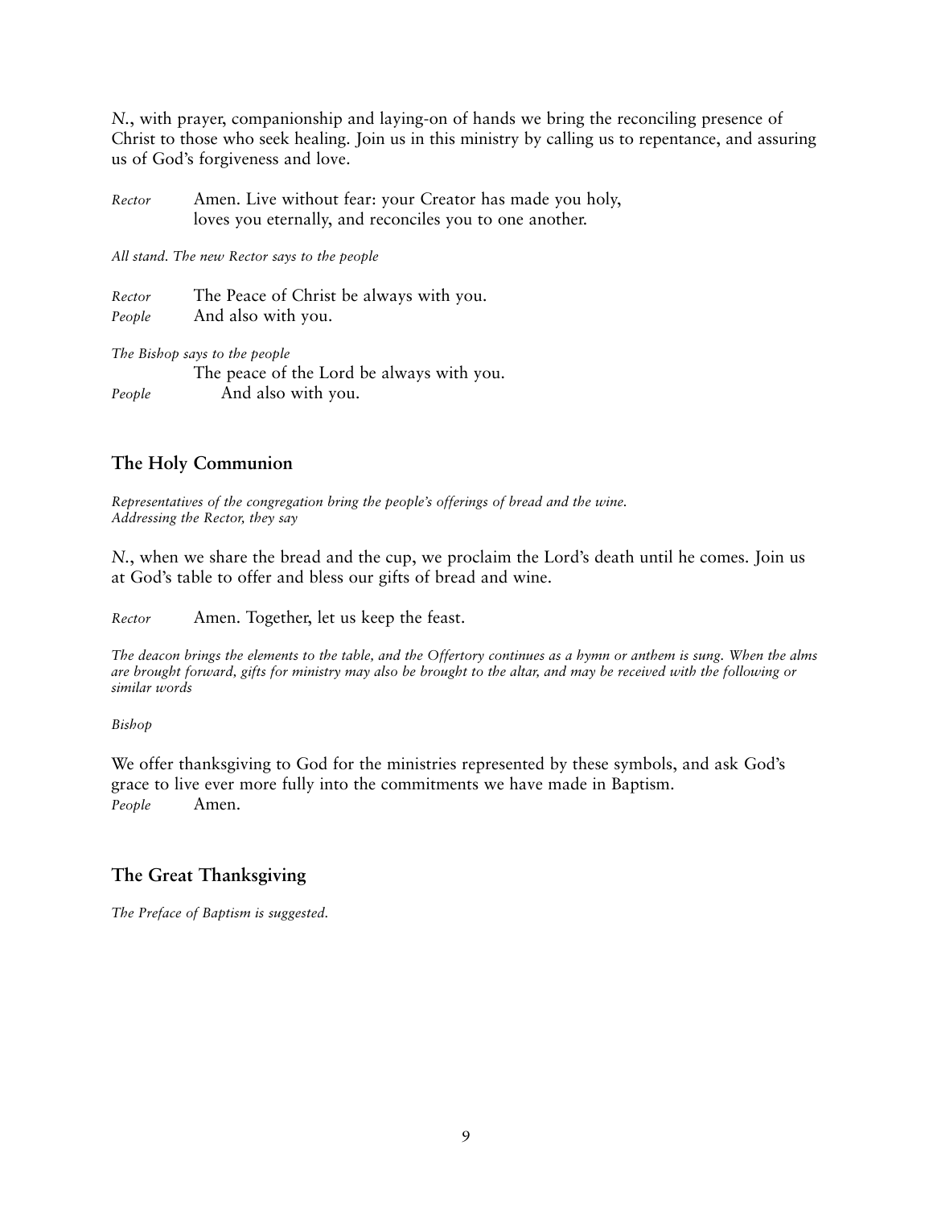*N.*, with prayer, companionship and laying-on of hands we bring the reconciling presence of Christ to those who seek healing. Join us in this ministry by calling us to repentance, and assuring us of God's forgiveness and love.

*Rector* Amen. Live without fear: your Creator has made you holy, loves you eternally, and reconciles you to one another.

*All stand. The new Rector says to the people*

*Rector* The Peace of Christ be always with you.
*People* And also with you.

*The Bishop says to the people*
The peace of the Lord be always with you.
*People* And also with you.

## The Holy Communion

*Representatives of the congregation bring the people's offerings of bread and the wine. Addressing the Rector, they say*

*N.*, when we share the bread and the cup, we proclaim the Lord's death until he comes. Join us at God's table to offer and bless our gifts of bread and wine.

*Rector* Amen. Together, let us keep the feast.

*The deacon brings the elements to the table, and the Offertory continues as a hymn or anthem is sung. When the alms are brought forward, gifts for ministry may also be brought to the altar, and may be received with the following or similar words*

*Bishop*

We offer thanksgiving to God for the ministries represented by these symbols, and ask God's grace to live ever more fully into the commitments we have made in Baptism.
*People* Amen.

## The Great Thanksgiving

*The Preface of Baptism is suggested.*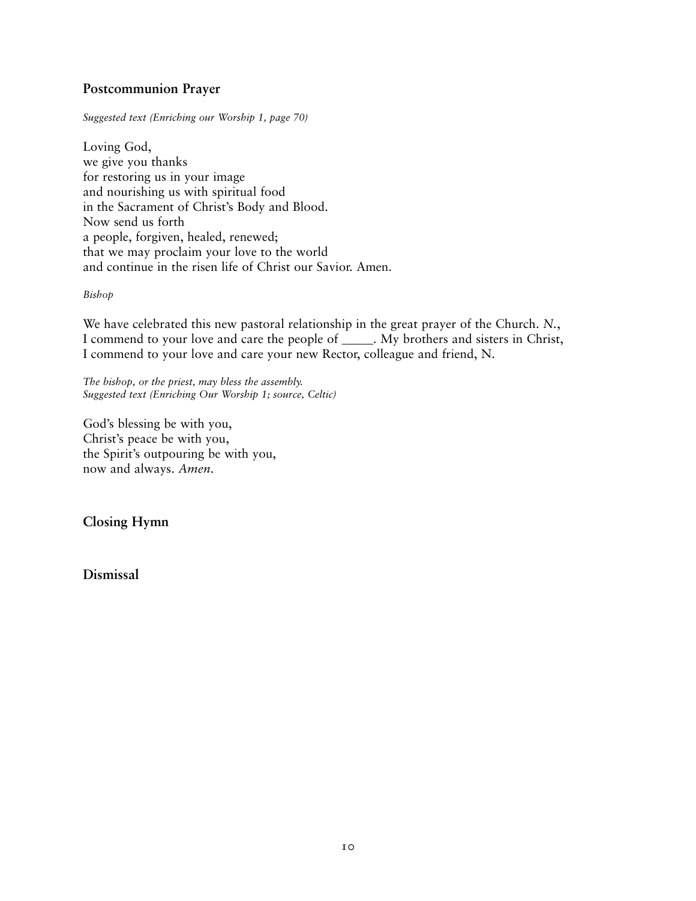## Postcommunion Prayer

*Suggested text (Enriching our Worship 1, page 70)*

Loving God,
we give you thanks
for restoring us in your image
and nourishing us with spiritual food
in the Sacrament of Christ's Body and Blood.
Now send us forth
a people, forgiven, healed, renewed;
that we may proclaim your love to the world
and continue in the risen life of Christ our Savior. Amen.

*Bishop*

We have celebrated this new pastoral relationship in the great prayer of the Church. *N.*, I commend to your love and care the people of _____. My brothers and sisters in Christ, I commend to your love and care your new Rector, colleague and friend, N.

*The bishop, or the priest, may bless the assembly.*
*Suggested text (Enriching Our Worship 1; source, Celtic)*

God's blessing be with you,
Christ's peace be with you,
the Spirit's outpouring be with you,
now and always. *Amen.*

## Closing Hymn

## Dismissal